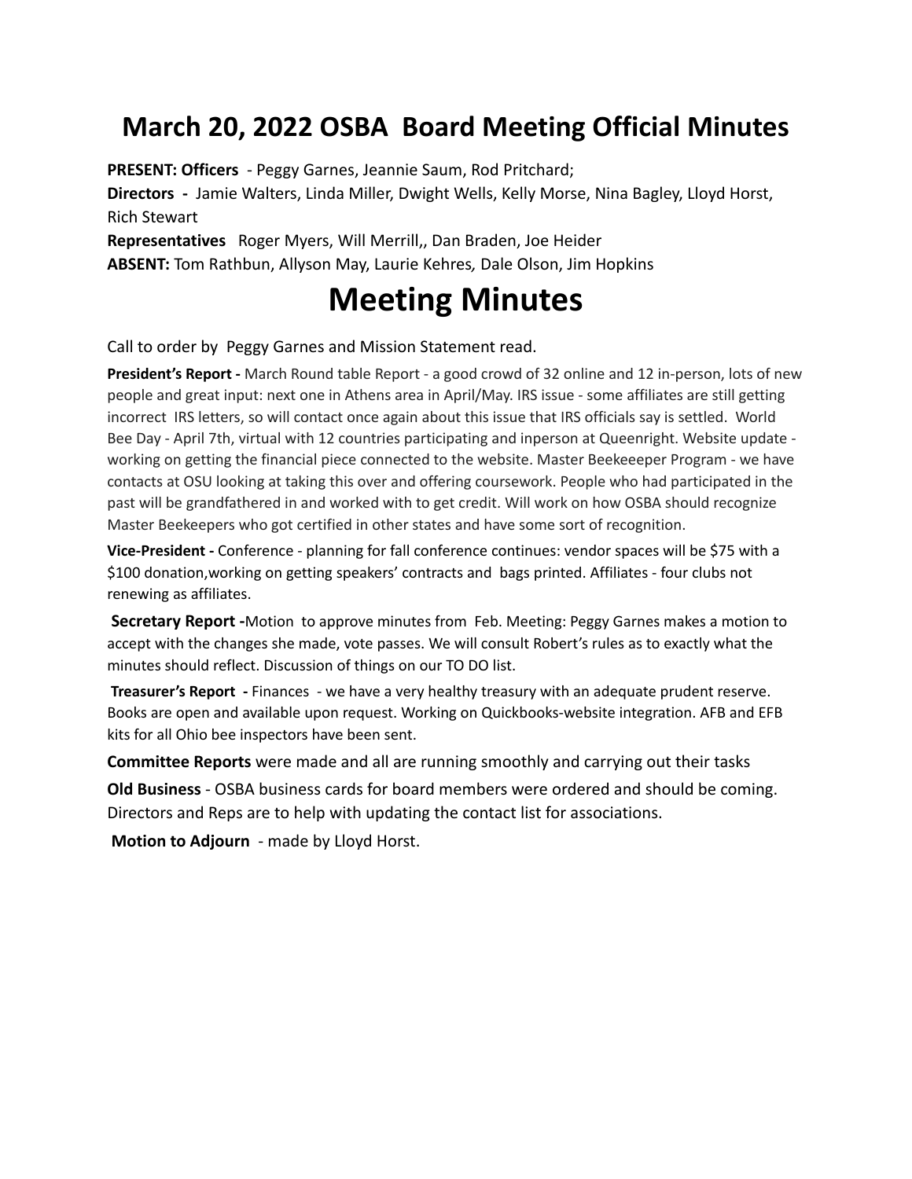# March 20, 2022 OSBA Board Meeting Official Minutes

**PRESENT: Officers** - Peggy Garnes, Jeannie Saum, Rod Pritchard;
**Directors -** Jamie Walters, Linda Miller, Dwight Wells, Kelly Morse, Nina Bagley, Lloyd Horst, Rich Stewart
**Representatives** Roger Myers, Will Merrill,, Dan Braden, Joe Heider
**ABSENT:** Tom Rathbun, Allyson May, Laurie Kehres, Dale Olson, Jim Hopkins

# Meeting Minutes

Call to order by Peggy Garnes and Mission Statement read.

**President's Report -** March Round table Report - a good crowd of 32 online and 12 in-person, lots of new people and great input: next one in Athens area in April/May. IRS issue - some affiliates are still getting incorrect IRS letters, so will contact once again about this issue that IRS officials say is settled. World Bee Day - April 7th, virtual with 12 countries participating and inperson at Queenright. Website update - working on getting the financial piece connected to the website. Master Beekeeeper Program - we have contacts at OSU looking at taking this over and offering coursework. People who had participated in the past will be grandfathered in and worked with to get credit. Will work on how OSBA should recognize Master Beekeepers who got certified in other states and have some sort of recognition.

**Vice-President -** Conference - planning for fall conference continues: vendor spaces will be $75 with a $100 donation,working on getting speakers' contracts and bags printed. Affiliates - four clubs not renewing as affiliates.

**Secretary Report -**Motion to approve minutes from Feb. Meeting: Peggy Garnes makes a motion to accept with the changes she made, vote passes. We will consult Robert's rules as to exactly what the minutes should reflect. Discussion of things on our TO DO list.

**Treasurer's Report -** Finances - we have a very healthy treasury with an adequate prudent reserve. Books are open and available upon request. Working on Quickbooks-website integration. AFB and EFB kits for all Ohio bee inspectors have been sent.

**Committee Reports** were made and all are running smoothly and carrying out their tasks

**Old Business** - OSBA business cards for board members were ordered and should be coming. Directors and Reps are to help with updating the contact list for associations.

**Motion to Adjourn** - made by Lloyd Horst.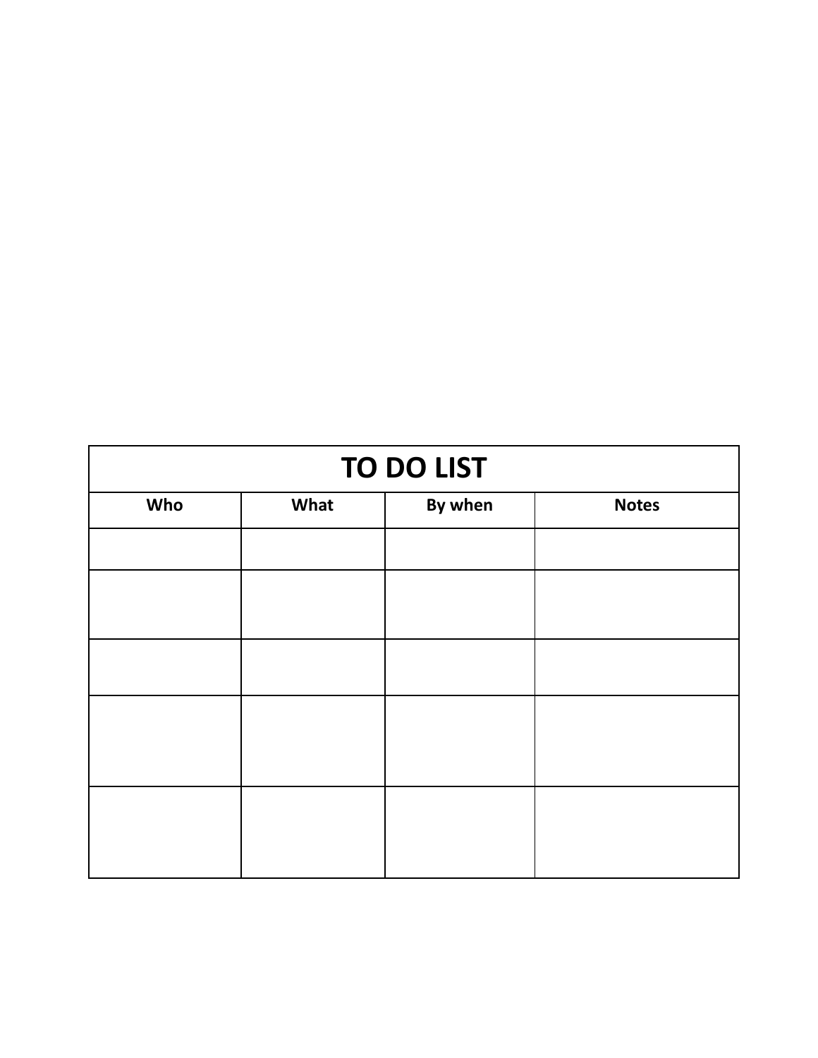| TO DO LIST | | | |
| --- | --- | --- | --- |
| **Who** | **What** | **By when** | **Notes** |
| | | | |
| | | | |
| | | | |
| | | | |
| | | | |